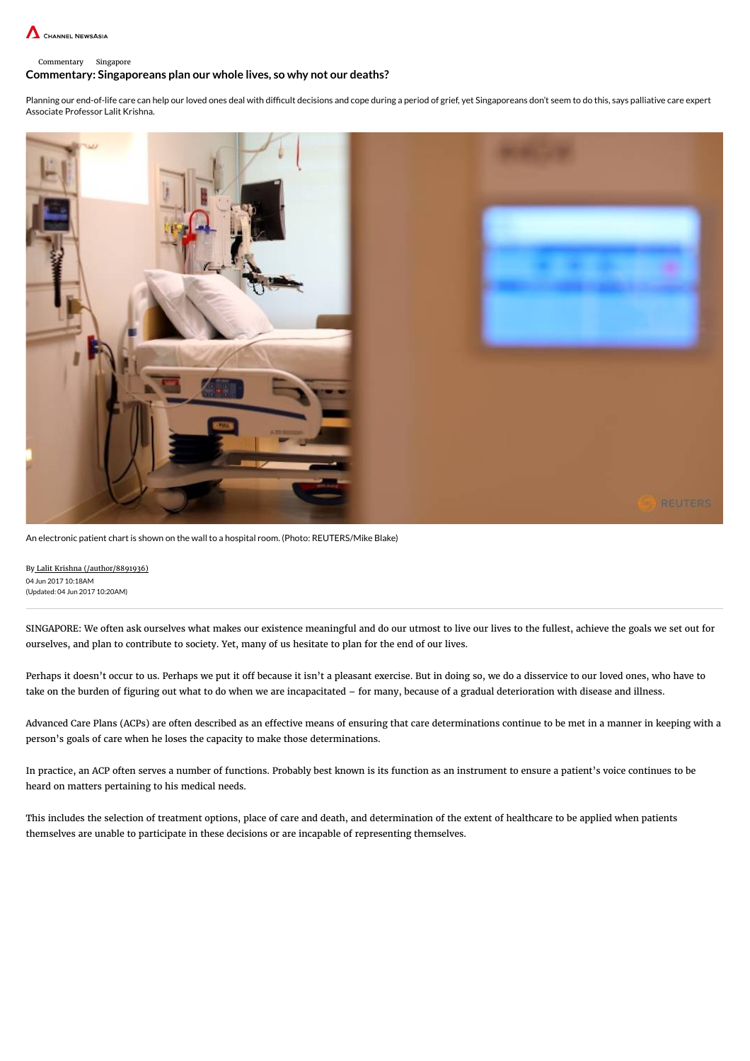Channel NewsAsia

Commentary Singapore

# Commentary: Singaporeans plan our whole lives, so why not our deaths?

Planning our end-of-life care can help our loved ones deal with difficult decisions and cope during a period of grief, yet Singaporeans don't seem to do this, says palliative care expert Associate Professor Lalit Krishna.

An electronic patient chart is shown on the wall to a hospital room. (Photo: REUTERS/Mike Blake)

By Lalit Krishna (/author/8891936)
04 Jun 2017 10:18AM
(Updated: 04 Jun 2017 10:20AM)

---

SINGAPORE: We often ask ourselves what makes our existence meaningful and do our utmost to live our lives to the fullest, achieve the goals we set out for ourselves, and plan to contribute to society. Yet, many of us hesitate to plan for the end of our lives.

Perhaps it doesn't occur to us. Perhaps we put it off because it isn't a pleasant exercise. But in doing so, we do a disservice to our loved ones, who have to take on the burden of figuring out what to do when we are incapacitated – for many, because of a gradual deterioration with disease and illness.

Advanced Care Plans (ACPs) are often described as an effective means of ensuring that care determinations continue to be met in a manner in keeping with a person's goals of care when he loses the capacity to make those determinations.

In practice, an ACP often serves a number of functions. Probably best known is its function as an instrument to ensure a patient's voice continues to be heard on matters pertaining to his medical needs.

This includes the selection of treatment options, place of care and death, and determination of the extent of healthcare to be applied when patients themselves are unable to participate in these decisions or are incapable of representing themselves.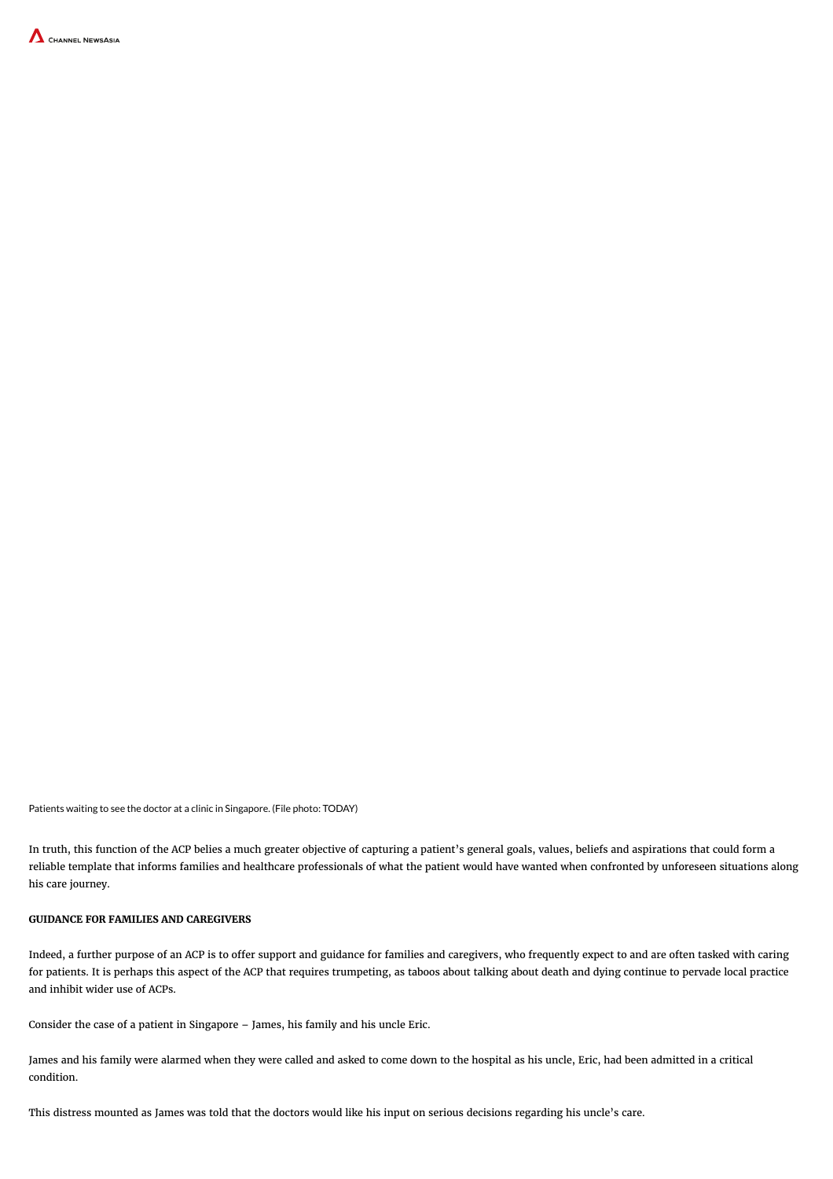Patients waiting to see the doctor at a clinic in Singapore. (File photo: TODAY)

In truth, this function of the ACP belies a much greater objective of capturing a patient's general goals, values, beliefs and aspirations that could form a reliable template that informs families and healthcare professionals of what the patient would have wanted when confronted by unforeseen situations along his care journey.

**GUIDANCE FOR FAMILIES AND CAREGIVERS**

Indeed, a further purpose of an ACP is to offer support and guidance for families and caregivers, who frequently expect to and are often tasked with caring for patients. It is perhaps this aspect of the ACP that requires trumpeting, as taboos about talking about death and dying continue to pervade local practice and inhibit wider use of ACPs.

Consider the case of a patient in Singapore – James, his family and his uncle Eric.

James and his family were alarmed when they were called and asked to come down to the hospital as his uncle, Eric, had been admitted in a critical condition.

This distress mounted as James was told that the doctors would like his input on serious decisions regarding his uncle's care.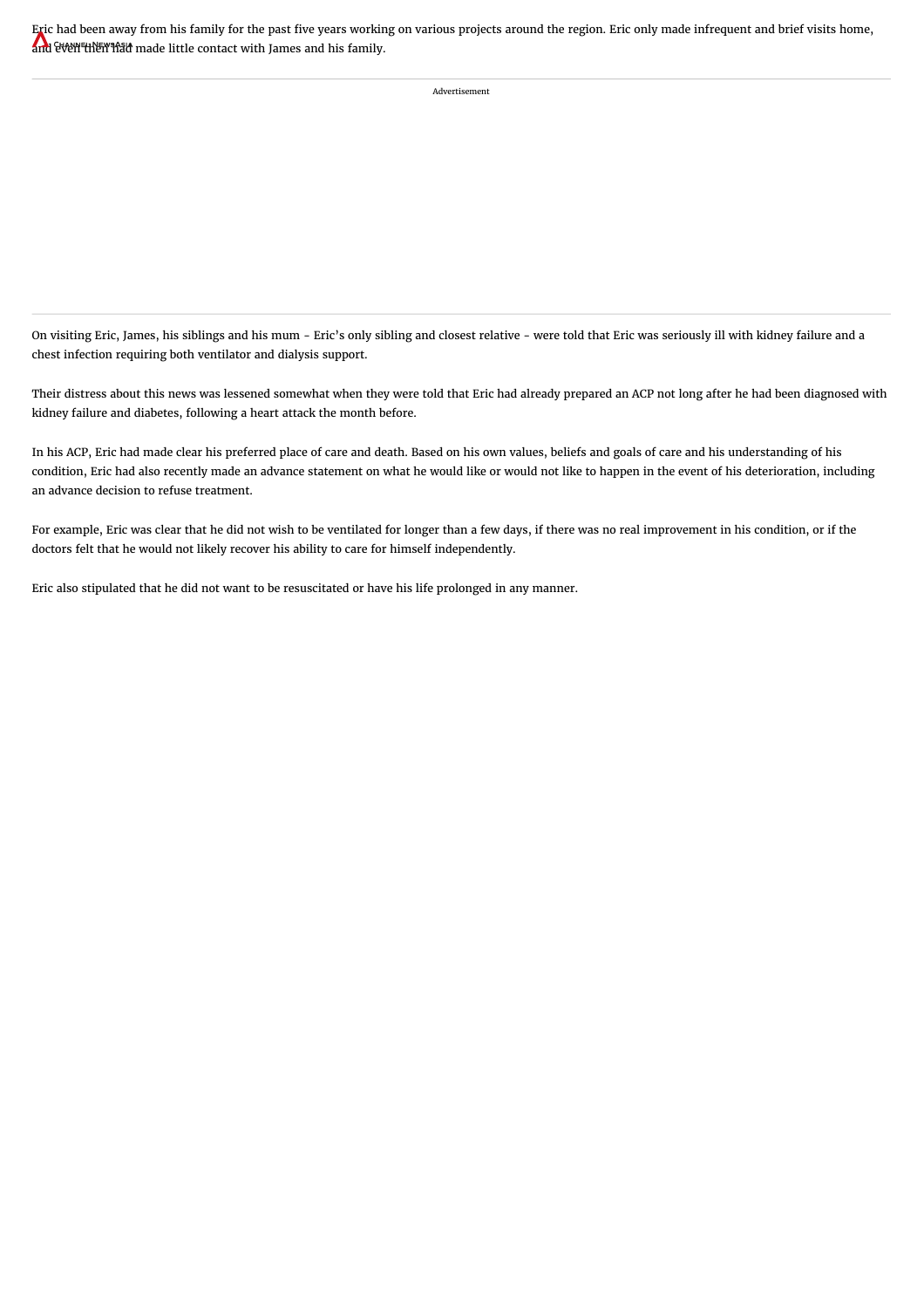Eric had been away from his family for the past five years working on various projects around the region. Eric only made infrequent and brief visits home, and even then had made little contact with James and his family.

On visiting Eric, James, his siblings and his mum - Eric's only sibling and closest relative - were told that Eric was seriously ill with kidney failure and a chest infection requiring both ventilator and dialysis support.

Their distress about this news was lessened somewhat when they were told that Eric had already prepared an ACP not long after he had been diagnosed with kidney failure and diabetes, following a heart attack the month before.

In his ACP, Eric had made clear his preferred place of care and death. Based on his own values, beliefs and goals of care and his understanding of his condition, Eric had also recently made an advance statement on what he would like or would not like to happen in the event of his deterioration, including an advance decision to refuse treatment.

For example, Eric was clear that he did not wish to be ventilated for longer than a few days, if there was no real improvement in his condition, or if the doctors felt that he would not likely recover his ability to care for himself independently.

Eric also stipulated that he did not want to be resuscitated or have his life prolonged in any manner.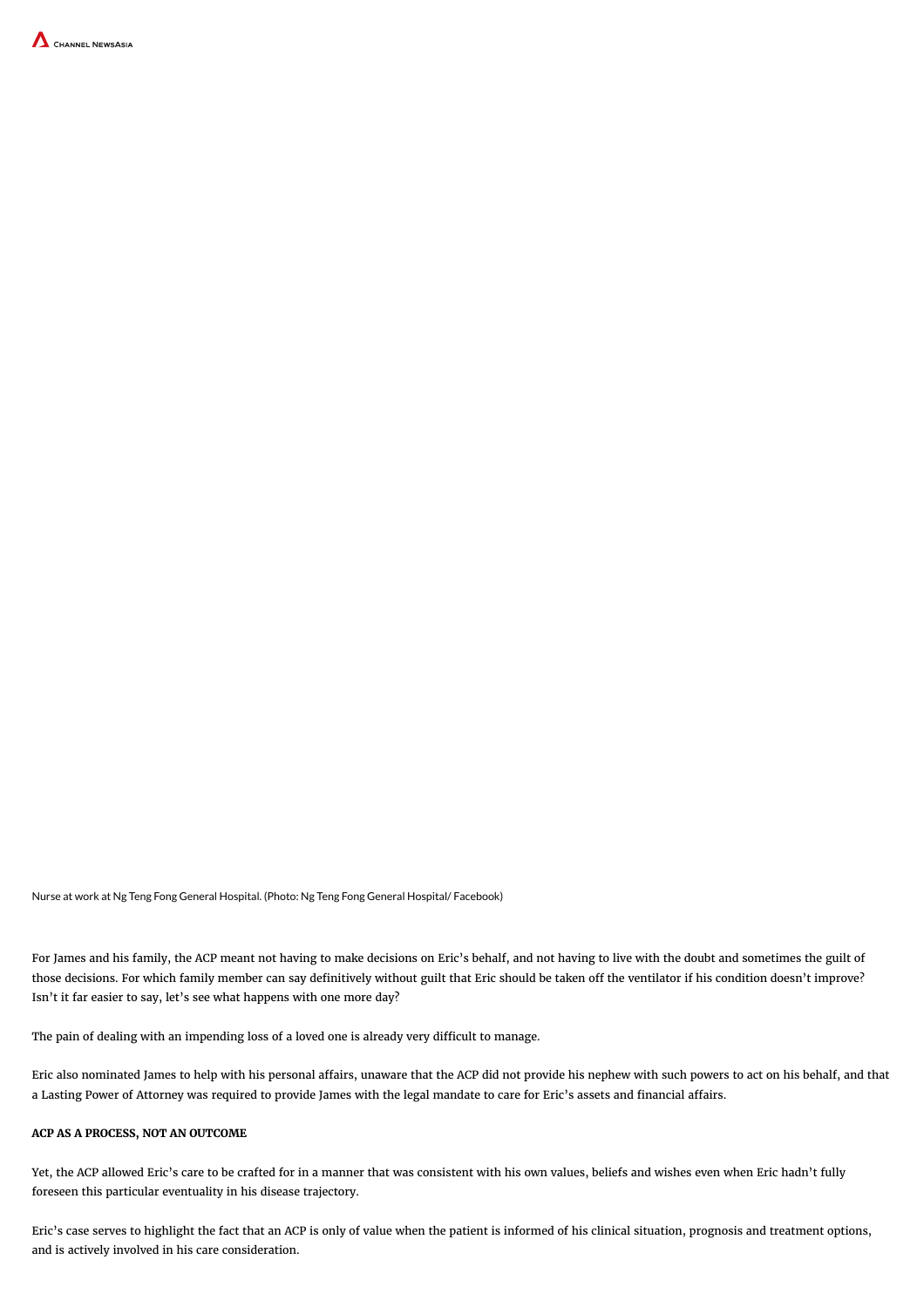Nurse at work at Ng Teng Fong General Hospital. (Photo: Ng Teng Fong General Hospital/ Facebook)

For James and his family, the ACP meant not having to make decisions on Eric's behalf, and not having to live with the doubt and sometimes the guilt of those decisions. For which family member can say definitively without guilt that Eric should be taken off the ventilator if his condition doesn't improve? Isn't it far easier to say, let's see what happens with one more day?

The pain of dealing with an impending loss of a loved one is already very difficult to manage.

Eric also nominated James to help with his personal affairs, unaware that the ACP did not provide his nephew with such powers to act on his behalf, and that a Lasting Power of Attorney was required to provide James with the legal mandate to care for Eric's assets and financial affairs.

**ACP AS A PROCESS, NOT AN OUTCOME**

Yet, the ACP allowed Eric's care to be crafted for in a manner that was consistent with his own values, beliefs and wishes even when Eric hadn't fully foreseen this particular eventuality in his disease trajectory.

Eric's case serves to highlight the fact that an ACP is only of value when the patient is informed of his clinical situation, prognosis and treatment options, and is actively involved in his care consideration.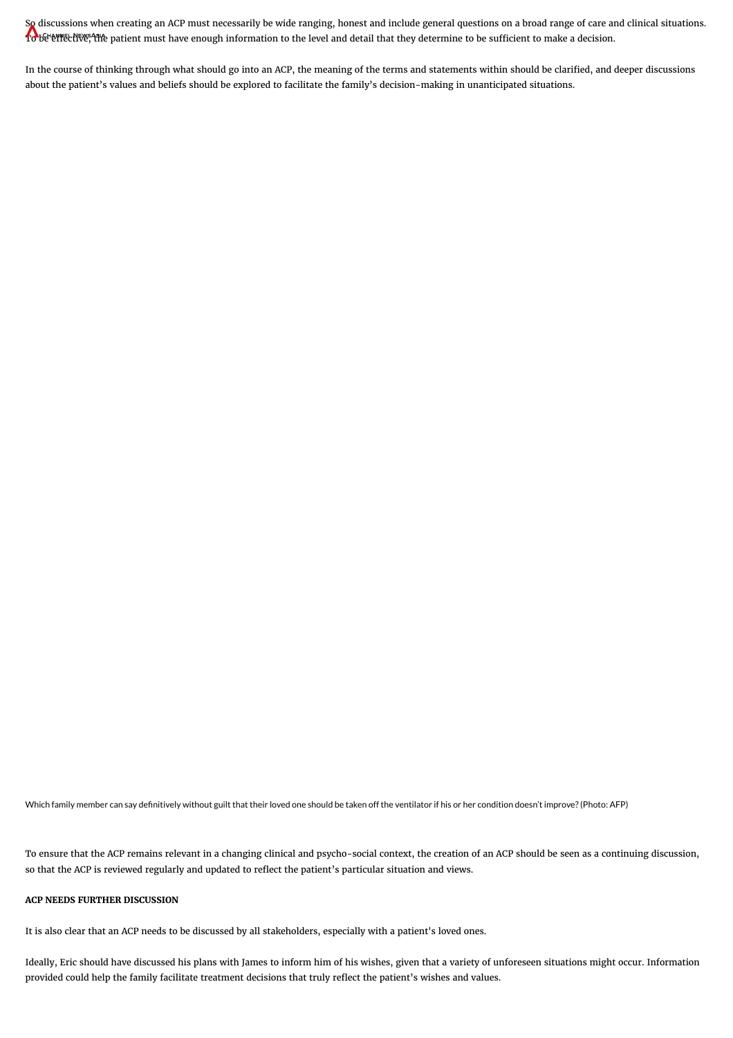So discussions when creating an ACP must necessarily be wide ranging, honest and include general questions on a broad range of care and clinical situations. To be effective, the patient must have enough information to the level and detail that they determine to be sufficient to make a decision.

In the course of thinking through what should go into an ACP, the meaning of the terms and statements within should be clarified, and deeper discussions about the patient's values and beliefs should be explored to facilitate the family's decision-making in unanticipated situations.

Which family member can say definitively without guilt that their loved one should be taken off the ventilator if his or her condition doesn't improve? (Photo: AFP)

To ensure that the ACP remains relevant in a changing clinical and psycho-social context, the creation of an ACP should be seen as a continuing discussion, so that the ACP is reviewed regularly and updated to reflect the patient's particular situation and views.

**ACP NEEDS FURTHER DISCUSSION**

It is also clear that an ACP needs to be discussed by all stakeholders, especially with a patient's loved ones.

Ideally, Eric should have discussed his plans with James to inform him of his wishes, given that a variety of unforeseen situations might occur. Information provided could help the family facilitate treatment decisions that truly reflect the patient's wishes and values.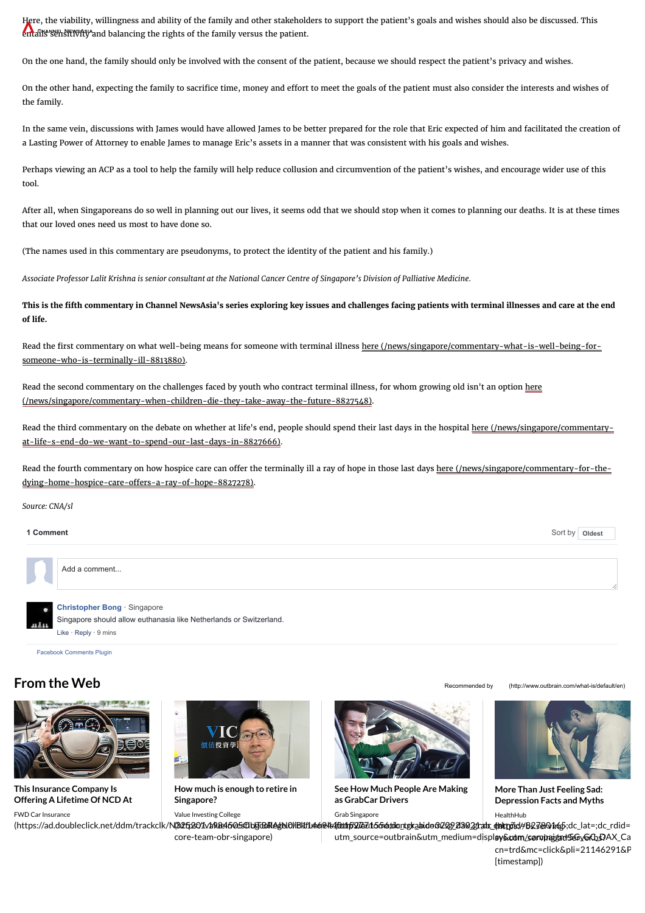Here, the viability, willingness and ability of the family and other stakeholders to support the patient's goals and wishes should also be discussed. This entails sensitivity and balancing the rights of the family versus the patient.

On the one hand, the family should only be involved with the consent of the patient, because we should respect the patient's privacy and wishes.

On the other hand, expecting the family to sacrifice time, money and effort to meet the goals of the patient must also consider the interests and wishes of the family.

In the same vein, discussions with James would have allowed James to be better prepared for the role that Eric expected of him and facilitated the creation of a Lasting Power of Attorney to enable James to manage Eric's assets in a manner that was consistent with his goals and wishes.

Perhaps viewing an ACP as a tool to help the family will help reduce collusion and circumvention of the patient's wishes, and encourage wider use of this tool.

After all, when Singaporeans do so well in planning out our lives, it seems odd that we should stop when it comes to planning our deaths. It is at these times that our loved ones need us most to have done so.

(The names used in this commentary are pseudonyms, to protect the identity of the patient and his family.)

*Associate Professor Lalit Krishna is senior consultant at the National Cancer Centre of Singapore's Division of Palliative Medicine.*

**This is the fifth commentary in Channel NewsAsia's series exploring key issues and challenges facing patients with terminal illnesses and care at the end of life.**

Read the first commentary on what well-being means for someone with terminal illness here (/news/singapore/commentary-what-is-well-being-for-someone-who-is-terminally-ill-8813880).

Read the second commentary on the challenges faced by youth who contract terminal illness, for whom growing old isn't an option here (/news/singapore/commentary-when-children-die-they-take-away-the-future-8827548).

Read the third commentary on the debate on whether at life's end, people should spend their last days in the hospital here (/news/singapore/commentary-at-life-s-end-do-we-want-to-spend-our-last-days-in-8827666).

Read the fourth commentary on how hospice care can offer the terminally ill a ray of hope in those last days here (/news/singapore/commentary-for-the-dying-home-hospice-care-offers-a-ray-of-hope-8827278).

*Source: CNA/sl*

1 Comment

Sort by Oldest

Add a comment...

**Christopher Bong** · Singapore
Singapore should allow euthanasia like Netherlands or Switzerland.
Like · Reply · 9 mins

Facebook Comments Plugin

## From the Web

Recommended by (http://www.outbrain.com/what-is/default/en)

**This Insurance Company Is Offering A Lifetime Of NCD At**
FWD Car Insurance

**How much is enough to retire in Singapore?**
Value Investing College

**See How Much People Are Making as GrabCar Drivers**
Grab Singapore

**More Than Just Feeling Sad: Depression Facts and Myths**
HealthHub